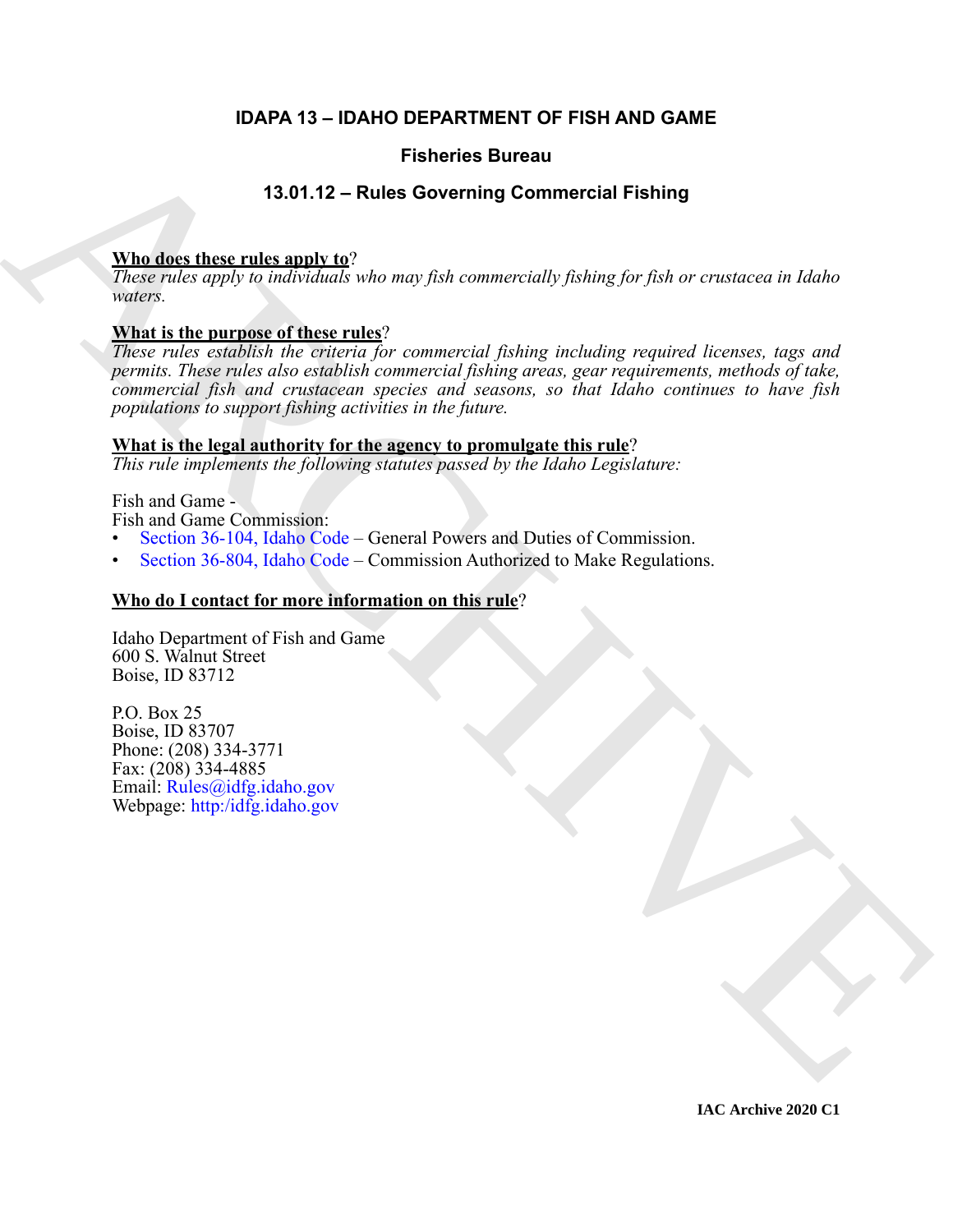# IDAPA 13 – IDAHO DEPARTMENT OF FISH AND GAME

## Fisheries Bureau

## 13.01.12 – Rules Governing Commercial Fishing

**Who does these rules apply to**?

*These rules apply to individuals who may fish commercially fishing for fish or crustacea in Idaho waters.*

**What is the purpose of these rules**?

*These rules establish the criteria for commercial fishing including required licenses, tags and permits. These rules also establish commercial fishing areas, gear requirements, methods of take, commercial fish and crustacean species and seasons, so that Idaho continues to have fish populations to support fishing activities in the future.*

**What is the legal authority for the agency to promulgate this rule**?

*This rule implements the following statutes passed by the Idaho Legislature:*

Fish and Game -
Fish and Game Commission:

- Section 36-104, Idaho Code – General Powers and Duties of Commission.
- Section 36-804, Idaho Code – Commission Authorized to Make Regulations.

**Who do I contact for more information on this rule**?

Idaho Department of Fish and Game
600 S. Walnut Street
Boise, ID 83712

P.O. Box 25
Boise, ID 83707
Phone: (208) 334-3771
Fax: (208) 334-4885
Email: Rules@idfg.idaho.gov
Webpage: http:/idfg.idaho.gov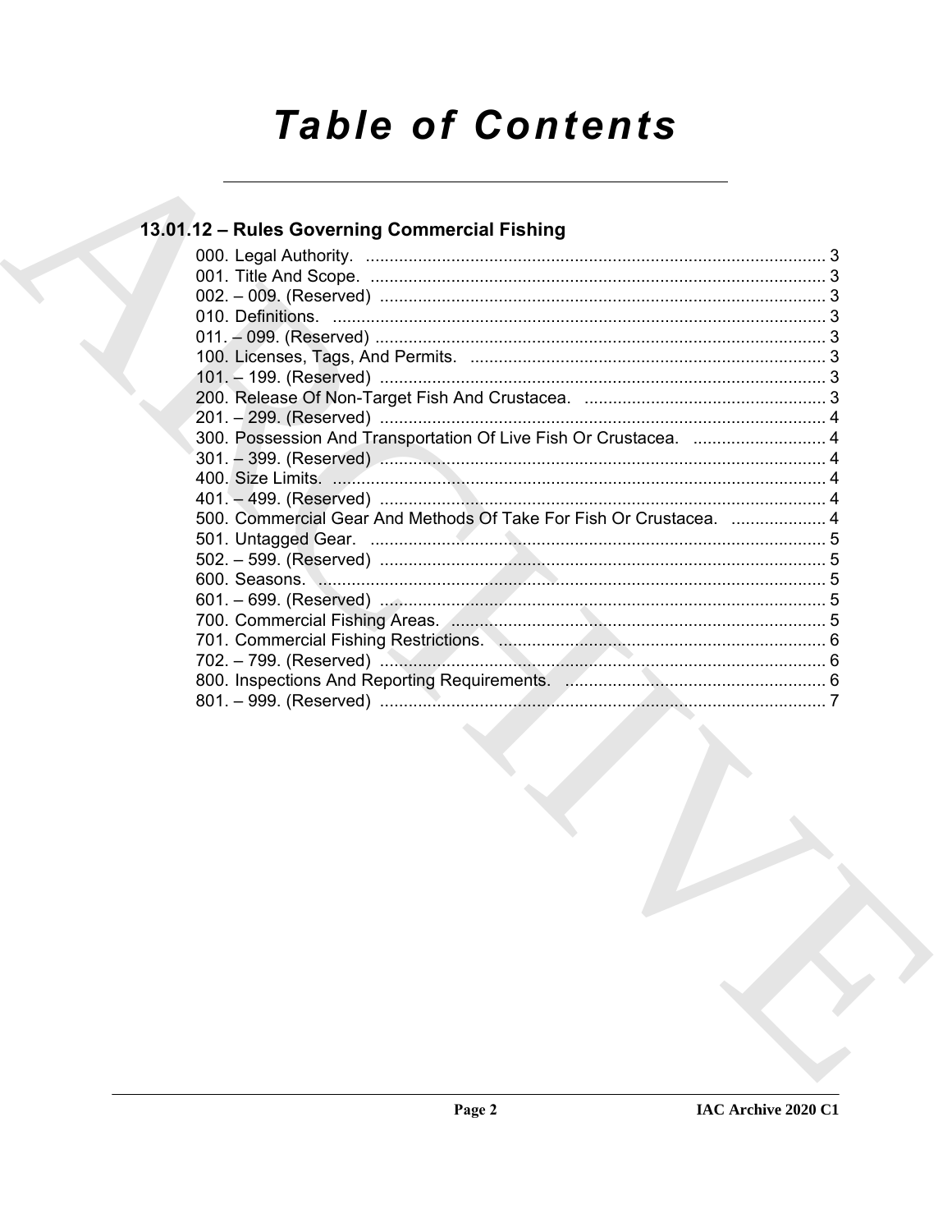# Table of Contents

## 13.01.12 – Rules Governing Commercial Fishing

000. Legal Authority. ........................................................................................... 3
001. Title And Scope. ............................................................................................ 3
002. – 009. (Reserved) .......................................................................................... 3
010. Definitions. .................................................................................................... 3
011. – 099. (Reserved) .......................................................................................... 3
100. Licenses, Tags, And Permits. ....................................................................... 3
101. – 199. (Reserved) .......................................................................................... 3
200. Release Of Non-Target Fish And Crustacea. ................................................ 3
201. – 299. (Reserved) .......................................................................................... 4
300. Possession And Transportation Of Live Fish Or Crustacea. ......................... 4
301. – 399. (Reserved) .......................................................................................... 4
400. Size Limits. .................................................................................................... 4
401. – 499. (Reserved) .......................................................................................... 4
500. Commercial Gear And Methods Of Take For Fish Or Crustacea. .................. 4
501. Untagged Gear. .............................................................................................. 5
502. – 599. (Reserved) .......................................................................................... 5
600. Seasons. ........................................................................................................ 5
601. – 699. (Reserved) .......................................................................................... 5
700. Commercial Fishing Areas. ............................................................................ 5
701. Commercial Fishing Restrictions. .................................................................. 6
702. – 799. (Reserved) .......................................................................................... 6
800. Inspections And Reporting Requirements. .................................................... 6
801. – 999. (Reserved) .......................................................................................... 7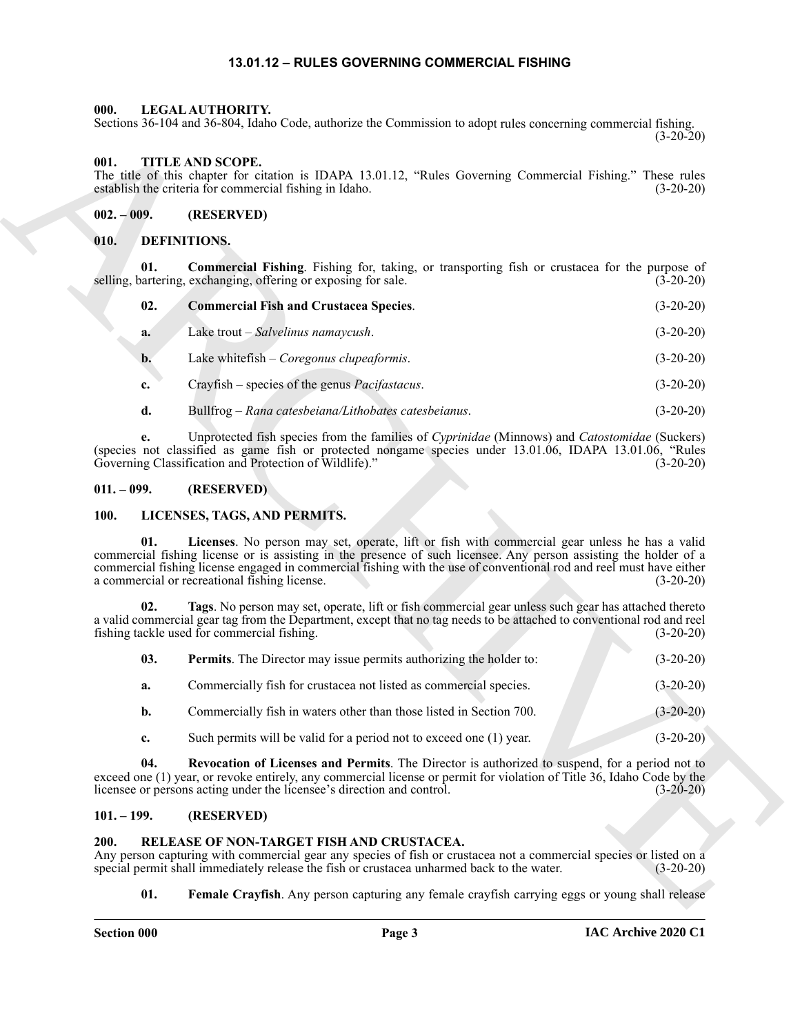## 13.01.12 – RULES GOVERNING COMMERCIAL FISHING

### 000. LEGAL AUTHORITY.

Sections 36-104 and 36-804, Idaho Code, authorize the Commission to adopt rules concerning commercial fishing. (3-20-20)

### 001. TITLE AND SCOPE.

The title of this chapter for citation is IDAPA 13.01.12, "Rules Governing Commercial Fishing." These rules establish the criteria for commercial fishing in Idaho. (3-20-20)

### 002. – 009. (RESERVED)

### 010. DEFINITIONS.

**01. Commercial Fishing**. Fishing for, taking, or transporting fish or crustacea for the purpose of selling, bartering, exchanging, offering or exposing for sale. (3-20-20)

**02. Commercial Fish and Crustacea Species**. (3-20-20)

**a.** Lake trout – *Salvelinus namaycush*. (3-20-20)

**b.** Lake whitefish – *Coregonus clupeaformis*. (3-20-20)

**c.** Crayfish – species of the genus *Pacifastacus*. (3-20-20)

**d.** Bullfrog – *Rana catesbeiana/Lithobates catesbeianus*. (3-20-20)

**e.** Unprotected fish species from the families of *Cyprinidae* (Minnows) and *Catostomidae* (Suckers) (species not classified as game fish or protected nongame species under 13.01.06, IDAPA 13.01.06, "Rules Governing Classification and Protection of Wildlife)." (3-20-20)

### 011. – 099. (RESERVED)

### 100. LICENSES, TAGS, AND PERMITS.

**01. Licenses**. No person may set, operate, lift or fish with commercial gear unless he has a valid commercial fishing license or is assisting in the presence of such licensee. Any person assisting the holder of a commercial fishing license engaged in commercial fishing with the use of conventional rod and reel must have either a commercial or recreational fishing license. (3-20-20)

**02. Tags**. No person may set, operate, lift or fish commercial gear unless such gear has attached thereto a valid commercial gear tag from the Department, except that no tag needs to be attached to conventional rod and reel fishing tackle used for commercial fishing. (3-20-20)

**03. Permits**. The Director may issue permits authorizing the holder to: (3-20-20)

**a.** Commercially fish for crustacea not listed as commercial species. (3-20-20)

**b.** Commercially fish in waters other than those listed in Section 700. (3-20-20)

**c.** Such permits will be valid for a period not to exceed one (1) year. (3-20-20)

**04. Revocation of Licenses and Permits**. The Director is authorized to suspend, for a period not to exceed one (1) year, or revoke entirely, any commercial license or permit for violation of Title 36, Idaho Code by the licensee or persons acting under the licensee's direction and control. (3-20-20)

### 101. – 199. (RESERVED)

### 200. RELEASE OF NON-TARGET FISH AND CRUSTACEA.

Any person capturing with commercial gear any species of fish or crustacea not a commercial species or listed on a special permit shall immediately release the fish or crustacea unharmed back to the water. (3-20-20)

**01. Female Crayfish**. Any person capturing any female crayfish carrying eggs or young shall release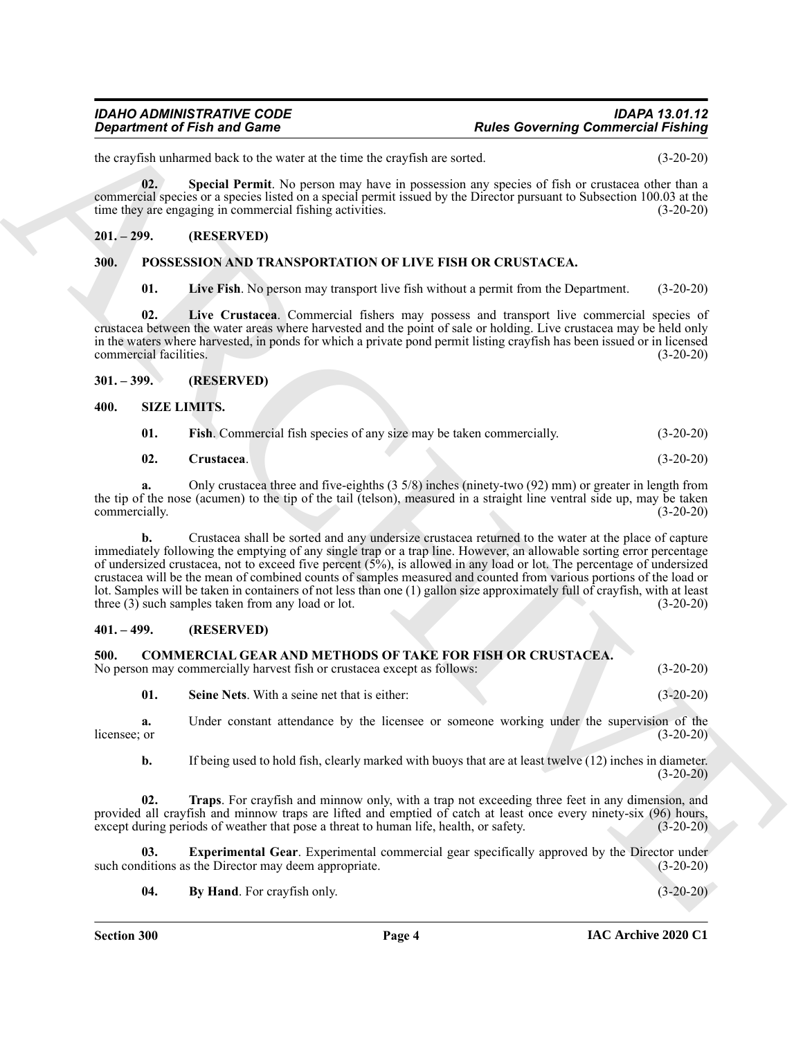the crayfish unharmed back to the water at the time the crayfish are sorted. (3-20-20)

**02. Special Permit**. No person may have in possession any species of fish or crustacea other than a commercial species or a species listed on a special permit issued by the Director pursuant to Subsection 100.03 at the time they are engaging in commercial fishing activities. (3-20-20)

## 201. – 299. (RESERVED)

## 300. POSSESSION AND TRANSPORTATION OF LIVE FISH OR CRUSTACEA.

**01. Live Fish**. No person may transport live fish without a permit from the Department. (3-20-20)

**02. Live Crustacea**. Commercial fishers may possess and transport live commercial species of crustacea between the water areas where harvested and the point of sale or holding. Live crustacea may be held only in the waters where harvested, in ponds for which a private pond permit listing crayfish has been issued or in licensed commercial facilities. (3-20-20)

## 301. – 399. (RESERVED)

## 400. SIZE LIMITS.

**01. Fish**. Commercial fish species of any size may be taken commercially. (3-20-20)

**02. Crustacea**. (3-20-20)

**a.** Only crustacea three and five-eighths (3 5/8) inches (ninety-two (92) mm) or greater in length from the tip of the nose (acumen) to the tip of the tail (telson), measured in a straight line ventral side up, may be taken commercially. (3-20-20)

**b.** Crustacea shall be sorted and any undersize crustacea returned to the water at the place of capture immediately following the emptying of any single trap or a trap line. However, an allowable sorting error percentage of undersized crustacea, not to exceed five percent (5%), is allowed in any load or lot. The percentage of undersized crustacea will be the mean of combined counts of samples measured and counted from various portions of the load or lot. Samples will be taken in containers of not less than one (1) gallon size approximately full of crayfish, with at least three (3) such samples taken from any load or lot. (3-20-20)

## 401. – 499. (RESERVED)

## 500. COMMERCIAL GEAR AND METHODS OF TAKE FOR FISH OR CRUSTACEA.

No person may commercially harvest fish or crustacea except as follows: (3-20-20)

**01. Seine Nets**. With a seine net that is either: (3-20-20)

**a.** Under constant attendance by the licensee or someone working under the supervision of the licensee; or (3-20-20)

**b.** If being used to hold fish, clearly marked with buoys that are at least twelve (12) inches in diameter. (3-20-20)

**02. Traps**. For crayfish and minnow only, with a trap not exceeding three feet in any dimension, and provided all crayfish and minnow traps are lifted and emptied of catch at least once every ninety-six (96) hours, except during periods of weather that pose a threat to human life, health, or safety. (3-20-20)

**03. Experimental Gear**. Experimental commercial gear specifically approved by the Director under such conditions as the Director may deem appropriate. (3-20-20)

**04. By Hand**. For crayfish only. (3-20-20)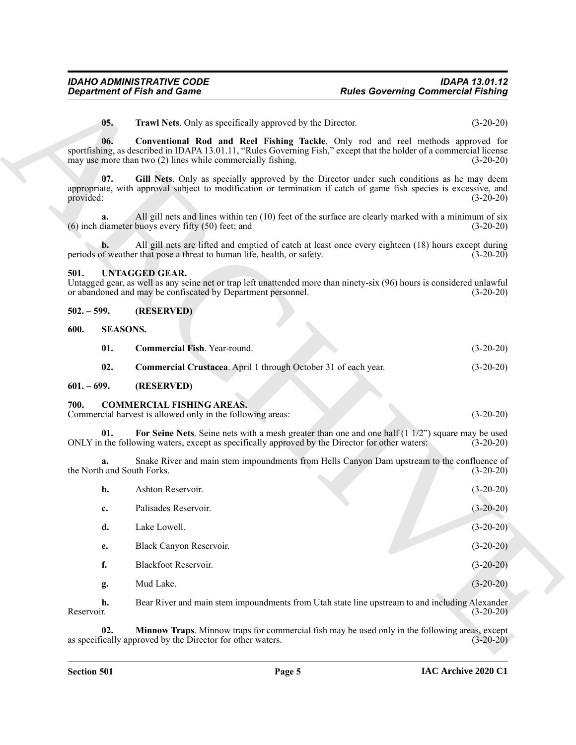**05. Trawl Nets**. Only as specifically approved by the Director. (3-20-20)

**06. Conventional Rod and Reel Fishing Tackle**. Only rod and reel methods approved for sportfishing, as described in IDAPA 13.01.11, "Rules Governing Fish," except that the holder of a commercial license may use more than two (2) lines while commercially fishing. (3-20-20)

**07. Gill Nets**. Only as specially approved by the Director under such conditions as he may deem appropriate, with approval subject to modification or termination if catch of game fish species is excessive, and provided: (3-20-20)

**a.** All gill nets and lines within ten (10) feet of the surface are clearly marked with a minimum of six (6) inch diameter buoys every fifty (50) feet; and (3-20-20)

**b.** All gill nets are lifted and emptied of catch at least once every eighteen (18) hours except during periods of weather that pose a threat to human life, health, or safety. (3-20-20)

## 501. UNTAGGED GEAR.

Untagged gear, as well as any seine net or trap left unattended more than ninety-six (96) hours is considered unlawful or abandoned and may be confiscated by Department personnel. (3-20-20)

## 502. – 599. (RESERVED)

## 600. SEASONS.

**01. Commercial Fish**. Year-round. (3-20-20)

**02. Commercial Crustacea**. April 1 through October 31 of each year. (3-20-20)

## 601. – 699. (RESERVED)

## 700. COMMERCIAL FISHING AREAS.

Commercial harvest is allowed only in the following areas: (3-20-20)

**01. For Seine Nets**. Seine nets with a mesh greater than one and one half (1 1/2") square may be used ONLY in the following waters, except as specifically approved by the Director for other waters: (3-20-20)

**a.** Snake River and main stem impoundments from Hells Canyon Dam upstream to the confluence of the North and South Forks. (3-20-20)

**b.** Ashton Reservoir. (3-20-20)

**c.** Palisades Reservoir. (3-20-20)

**d.** Lake Lowell. (3-20-20)

**e.** Black Canyon Reservoir. (3-20-20)

**f.** Blackfoot Reservoir. (3-20-20)

**g.** Mud Lake. (3-20-20)

**h.** Bear River and main stem impoundments from Utah state line upstream to and including Alexander Reservoir. (3-20-20)

**02. Minnow Traps**. Minnow traps for commercial fish may be used only in the following areas, except as specifically approved by the Director for other waters. (3-20-20)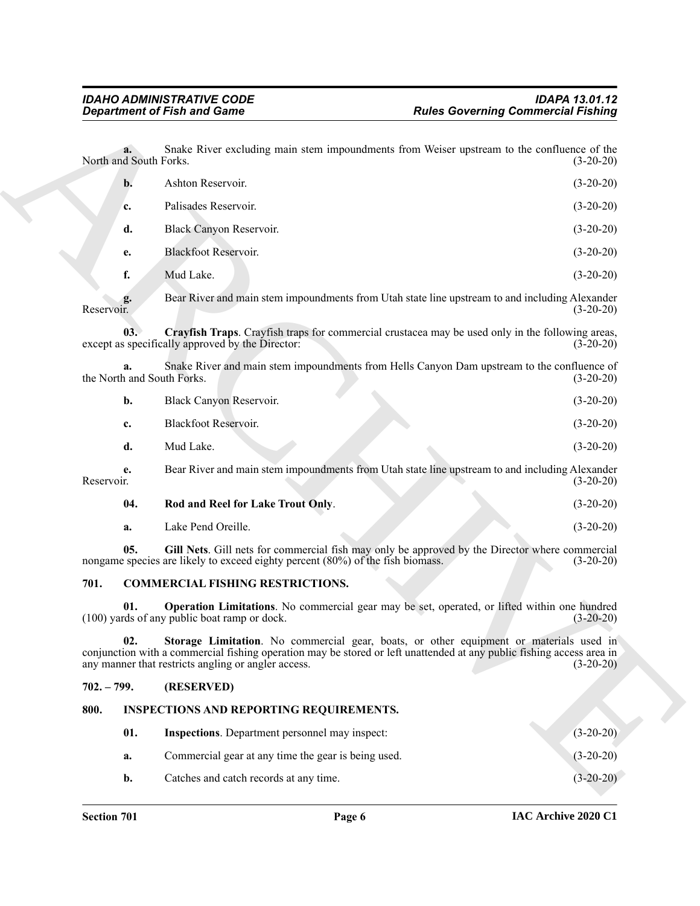**a.** Snake River excluding main stem impoundments from Weiser upstream to the confluence of the North and South Forks. (3-20-20)

**b.** Ashton Reservoir. (3-20-20)

**c.** Palisades Reservoir. (3-20-20)

**d.** Black Canyon Reservoir. (3-20-20)

**e.** Blackfoot Reservoir. (3-20-20)

**f.** Mud Lake. (3-20-20)

**g.** Bear River and main stem impoundments from Utah state line upstream to and including Alexander Reservoir. (3-20-20)

**03. Crayfish Traps**. Crayfish traps for commercial crustacea may be used only in the following areas, except as specifically approved by the Director: (3-20-20)

**a.** Snake River and main stem impoundments from Hells Canyon Dam upstream to the confluence of the North and South Forks. (3-20-20)

**b.** Black Canyon Reservoir. (3-20-20)

**c.** Blackfoot Reservoir. (3-20-20)

**d.** Mud Lake. (3-20-20)

**e.** Bear River and main stem impoundments from Utah state line upstream to and including Alexander Reservoir. (3-20-20)

**04. Rod and Reel for Lake Trout Only**. (3-20-20)

**a.** Lake Pend Oreille. (3-20-20)

**05. Gill Nets**. Gill nets for commercial fish may only be approved by the Director where commercial nongame species are likely to exceed eighty percent (80%) of the fish biomass. (3-20-20)

## 701. COMMERCIAL FISHING RESTRICTIONS.

**01. Operation Limitations**. No commercial gear may be set, operated, or lifted within one hundred (100) yards of any public boat ramp or dock. (3-20-20)

**02. Storage Limitation**. No commercial gear, boats, or other equipment or materials used in conjunction with a commercial fishing operation may be stored or left unattended at any public fishing access area in any manner that restricts angling or angler access. (3-20-20)

## 702. – 799. (RESERVED)

## 800. INSPECTIONS AND REPORTING REQUIREMENTS.

**01. Inspections**. Department personnel may inspect: (3-20-20)

**a.** Commercial gear at any time the gear is being used. (3-20-20)

**b.** Catches and catch records at any time. (3-20-20)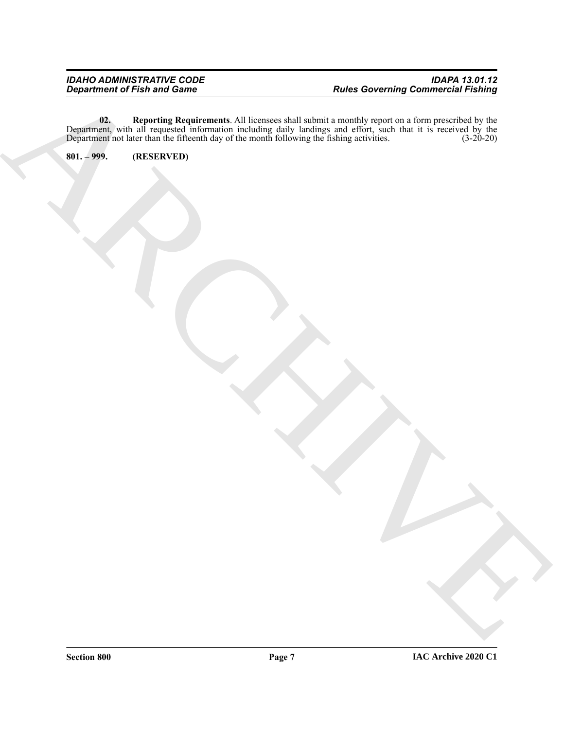**02. Reporting Requirements**. All licensees shall submit a monthly report on a form prescribed by the Department, with all requested information including daily landings and effort, such that it is received by the Department not later than the fifteenth day of the month following the fishing activities. (3-20-20)

**801. – 999. (RESERVED)**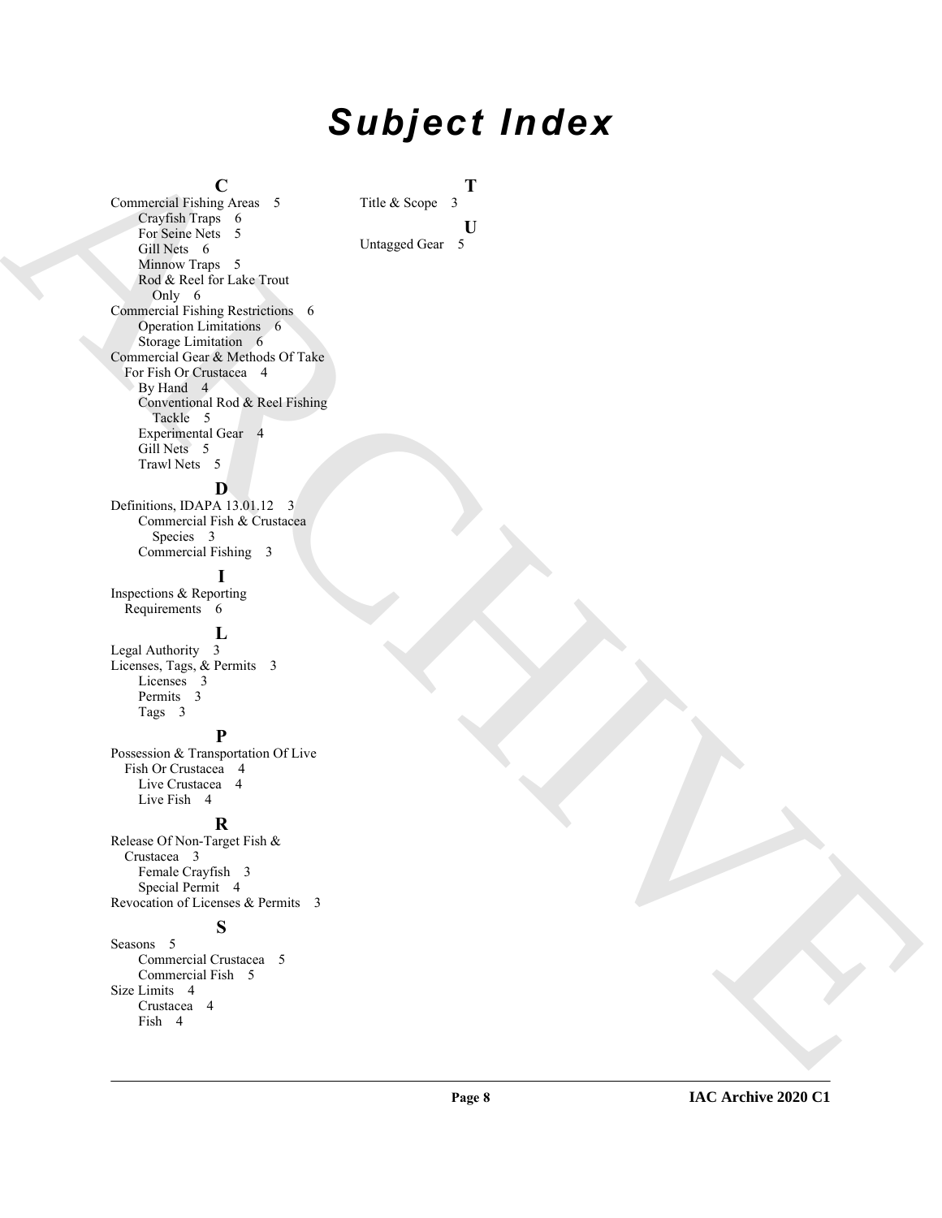# *Subject Index*

### C

Commercial Fishing Areas 5
- Crayfish Traps 6
- For Seine Nets 5
- Gill Nets 6
- Minnow Traps 5
- Rod & Reel for Lake Trout Only 6

Commercial Fishing Restrictions 6
- Operation Limitations 6
- Storage Limitation 6

Commercial Gear & Methods Of Take For Fish Or Crustacea 4
- By Hand 4
- Conventional Rod & Reel Fishing Tackle 5
- Experimental Gear 4
- Gill Nets 5
- Trawl Nets 5

### D

Definitions, IDAPA 13.01.12 3
- Commercial Fish & Crustacea Species 3
- Commercial Fishing 3

### I

Inspections & Reporting Requirements 6

### L

Legal Authority 3

Licenses, Tags, & Permits 3
- Licenses 3
- Permits 3
- Tags 3

### P

Possession & Transportation Of Live Fish Or Crustacea 4
- Live Crustacea 4
- Live Fish 4

### R

Release Of Non-Target Fish & Crustacea 3
- Female Crayfish 3
- Special Permit 4

Revocation of Licenses & Permits 3

### S

Seasons 5
- Commercial Crustacea 5
- Commercial Fish 5

Size Limits 4
- Crustacea 4
- Fish 4

### T

Title & Scope 3

### U

Untagged Gear 5